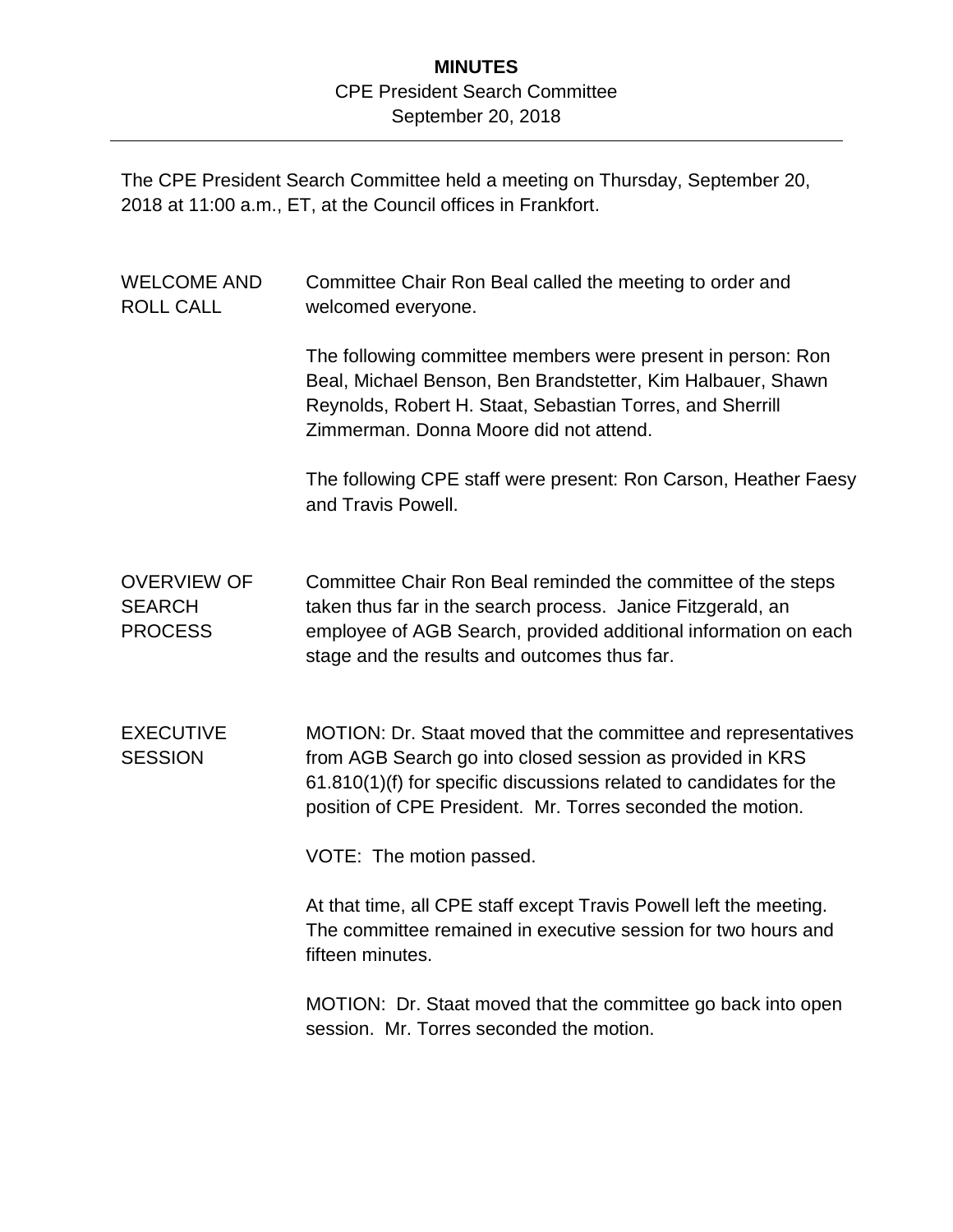# MINUTES

CPE President Search Committee
September 20, 2018

---

The CPE President Search Committee held a meeting on Thursday, September 20, 2018 at 11:00 a.m., ET, at the Council offices in Frankfort.

**WELCOME AND ROLL CALL**

Committee Chair Ron Beal called the meeting to order and welcomed everyone.

The following committee members were present in person: Ron Beal, Michael Benson, Ben Brandstetter, Kim Halbauer, Shawn Reynolds, Robert H. Staat, Sebastian Torres, and Sherrill Zimmerman. Donna Moore did not attend.

The following CPE staff were present: Ron Carson, Heather Faesy and Travis Powell.

**OVERVIEW OF SEARCH PROCESS**

Committee Chair Ron Beal reminded the committee of the steps taken thus far in the search process. Janice Fitzgerald, an employee of AGB Search, provided additional information on each stage and the results and outcomes thus far.

**EXECUTIVE SESSION**

MOTION: Dr. Staat moved that the committee and representatives from AGB Search go into closed session as provided in KRS 61.810(1)(f) for specific discussions related to candidates for the position of CPE President. Mr. Torres seconded the motion.

VOTE: The motion passed.

At that time, all CPE staff except Travis Powell left the meeting. The committee remained in executive session for two hours and fifteen minutes.

MOTION: Dr. Staat moved that the committee go back into open session. Mr. Torres seconded the motion.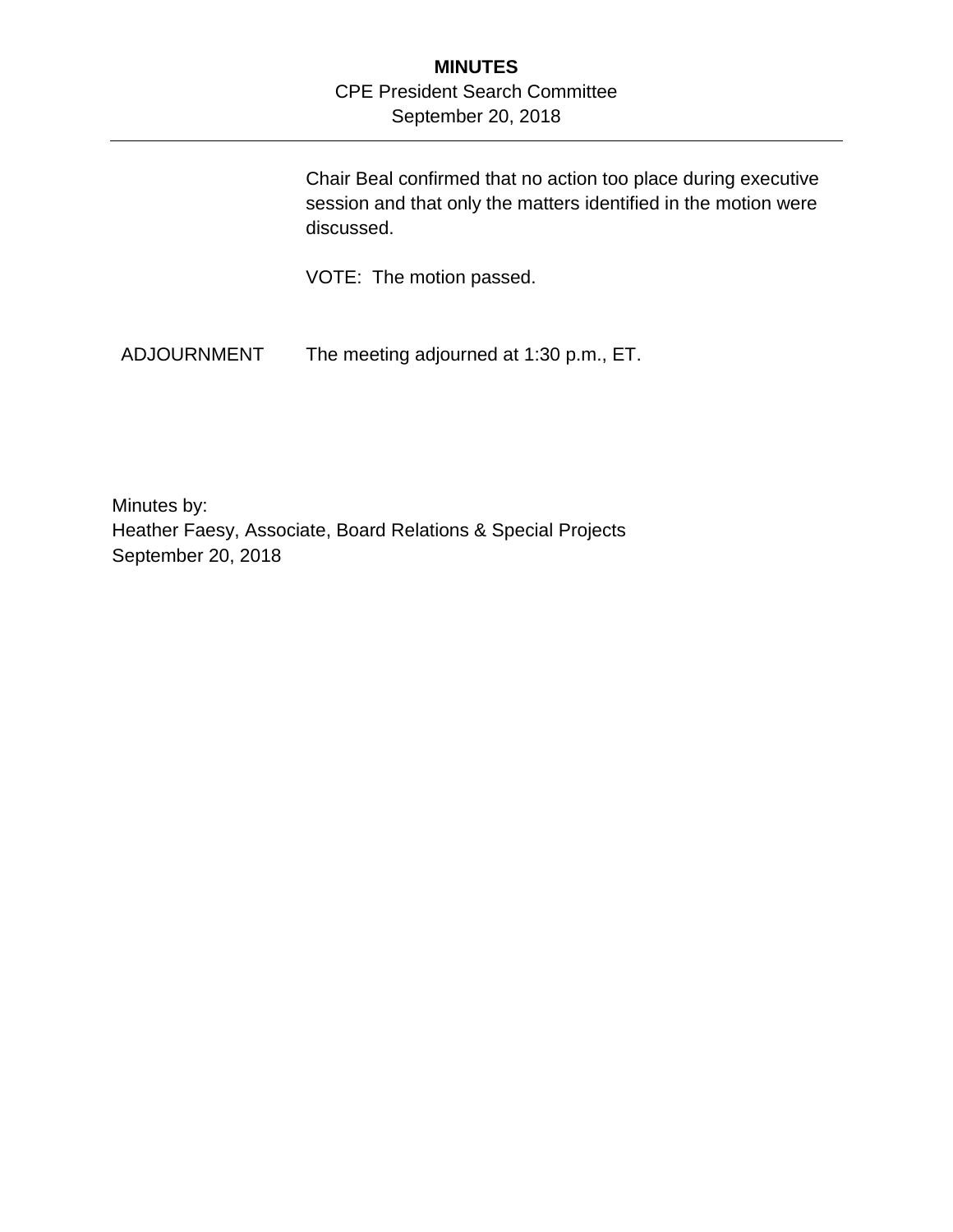Chair Beal confirmed that no action too place during executive session and that only the matters identified in the motion were discussed.

VOTE: The motion passed.

ADJOURNMENT The meeting adjourned at 1:30 p.m., ET.

Minutes by:
Heather Faesy, Associate, Board Relations & Special Projects
September 20, 2018